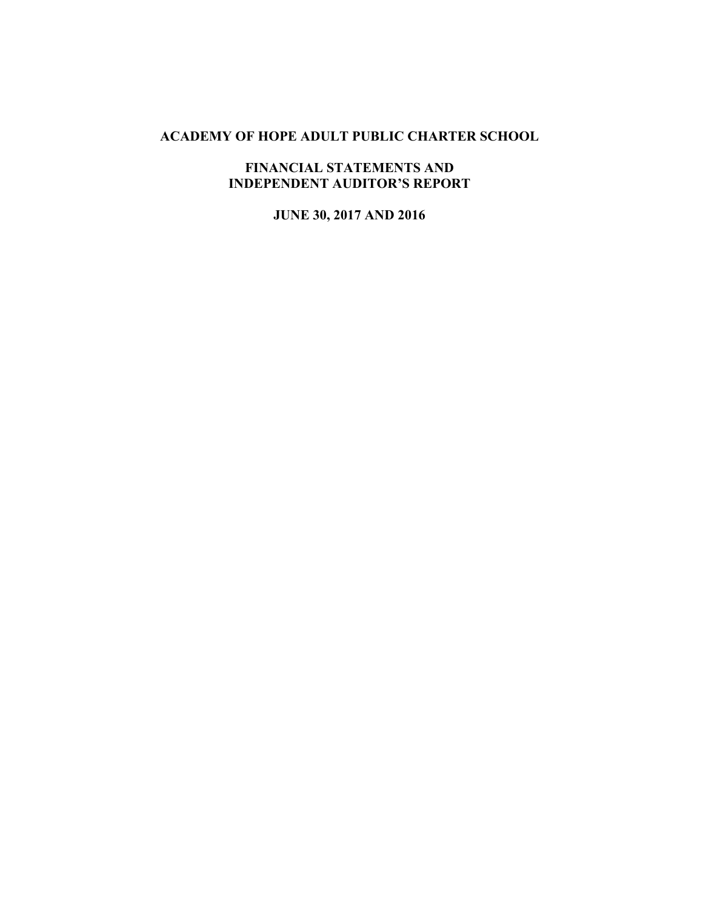# ACADEMY OF HOPE ADULT PUBLIC CHARTER SCHOOL

## FINANCIAL STATEMENTS AND INDEPENDENT AUDITOR'S REPORT

## JUNE 30, 2017 AND 2016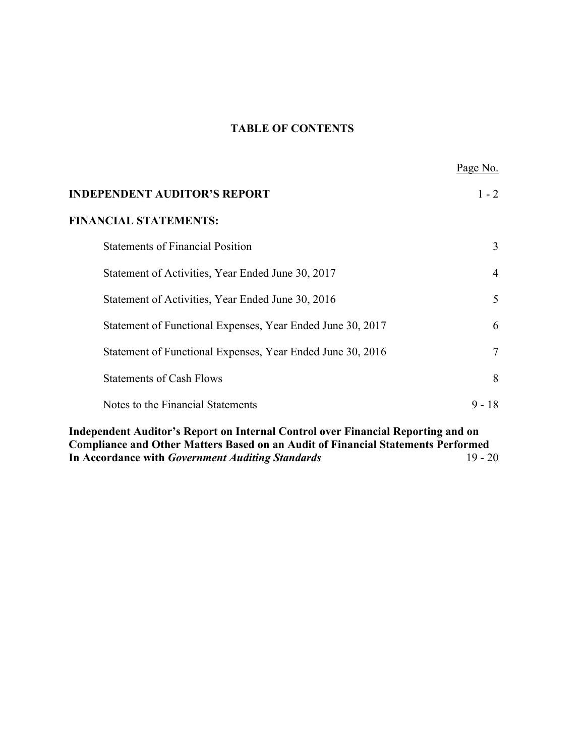# TABLE OF CONTENTS

| | Page No. |
|---|---|
| **INDEPENDENT AUDITOR'S REPORT** | 1 - 2 |
| **FINANCIAL STATEMENTS:** | |
| Statements of Financial Position | 3 |
| Statement of Activities, Year Ended June 30, 2017 | 4 |
| Statement of Activities, Year Ended June 30, 2016 | 5 |
| Statement of Functional Expenses, Year Ended June 30, 2017 | 6 |
| Statement of Functional Expenses, Year Ended June 30, 2016 | 7 |
| Statements of Cash Flows | 8 |
| Notes to the Financial Statements | 9 - 18 |
| **Independent Auditor's Report on Internal Control over Financial Reporting and on Compliance and Other Matters Based on an Audit of Financial Statements Performed In Accordance with *Government Auditing Standards*** | 19 - 20 |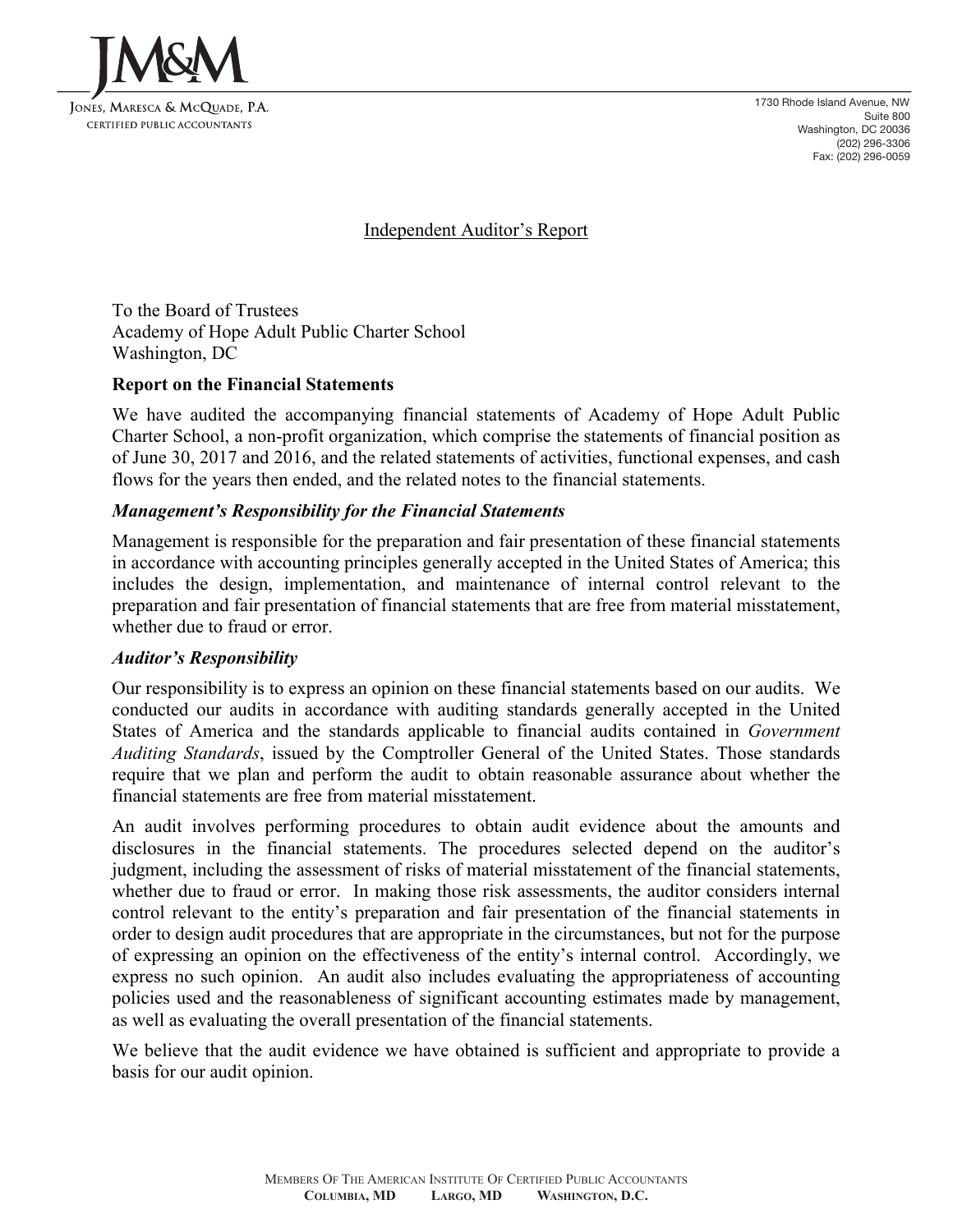JM&M

Jones, Maresca & McQuade, P.A.
Certified Public Accountants

1730 Rhode Island Avenue, NW
Suite 800
Washington, DC 20036
(202) 296-3306
Fax: (202) 296-0059

# Independent Auditor's Report

To the Board of Trustees
Academy of Hope Adult Public Charter School
Washington, DC

**Report on the Financial Statements**

We have audited the accompanying financial statements of Academy of Hope Adult Public Charter School, a non-profit organization, which comprise the statements of financial position as of June 30, 2017 and 2016, and the related statements of activities, functional expenses, and cash flows for the years then ended, and the related notes to the financial statements.

***Management's Responsibility for the Financial Statements***

Management is responsible for the preparation and fair presentation of these financial statements in accordance with accounting principles generally accepted in the United States of America; this includes the design, implementation, and maintenance of internal control relevant to the preparation and fair presentation of financial statements that are free from material misstatement, whether due to fraud or error.

***Auditor's Responsibility***

Our responsibility is to express an opinion on these financial statements based on our audits. We conducted our audits in accordance with auditing standards generally accepted in the United States of America and the standards applicable to financial audits contained in *Government Auditing Standards*, issued by the Comptroller General of the United States. Those standards require that we plan and perform the audit to obtain reasonable assurance about whether the financial statements are free from material misstatement.

An audit involves performing procedures to obtain audit evidence about the amounts and disclosures in the financial statements. The procedures selected depend on the auditor's judgment, including the assessment of risks of material misstatement of the financial statements, whether due to fraud or error. In making those risk assessments, the auditor considers internal control relevant to the entity's preparation and fair presentation of the financial statements in order to design audit procedures that are appropriate in the circumstances, but not for the purpose of expressing an opinion on the effectiveness of the entity's internal control. Accordingly, we express no such opinion. An audit also includes evaluating the appropriateness of accounting policies used and the reasonableness of significant accounting estimates made by management, as well as evaluating the overall presentation of the financial statements.

We believe that the audit evidence we have obtained is sufficient and appropriate to provide a basis for our audit opinion.

Members Of The American Institute Of Certified Public Accountants
**Columbia, MD Largo, MD Washington, D.C.**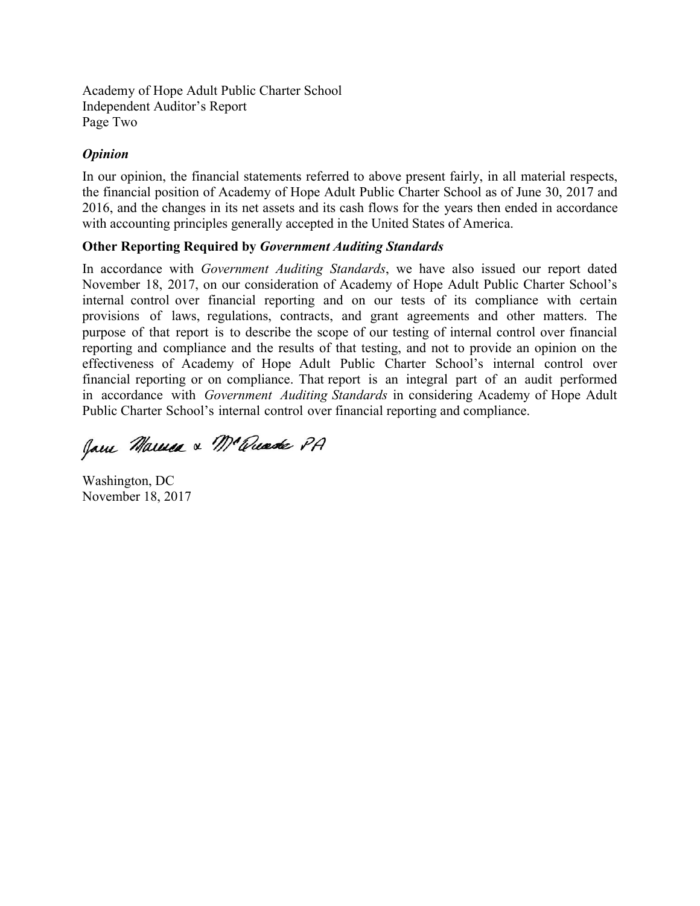Academy of Hope Adult Public Charter School
Independent Auditor's Report
Page Two

***Opinion***

In our opinion, the financial statements referred to above present fairly, in all material respects, the financial position of Academy of Hope Adult Public Charter School as of June 30, 2017 and 2016, and the changes in its net assets and its cash flows for the years then ended in accordance with accounting principles generally accepted in the United States of America.

**Other Reporting Required by *Government Auditing Standards***

In accordance with *Government Auditing Standards*, we have also issued our report dated November 18, 2017, on our consideration of Academy of Hope Adult Public Charter School's internal control over financial reporting and on our tests of its compliance with certain provisions of laws, regulations, contracts, and grant agreements and other matters. The purpose of that report is to describe the scope of our testing of internal control over financial reporting and compliance and the results of that testing, and not to provide an opinion on the effectiveness of Academy of Hope Adult Public Charter School's internal control over financial reporting or on compliance. That report is an integral part of an audit performed in accordance with *Government Auditing Standards* in considering Academy of Hope Adult Public Charter School's internal control over financial reporting and compliance.

Jane Marrea & McQuade PA

Washington, DC
November 18, 2017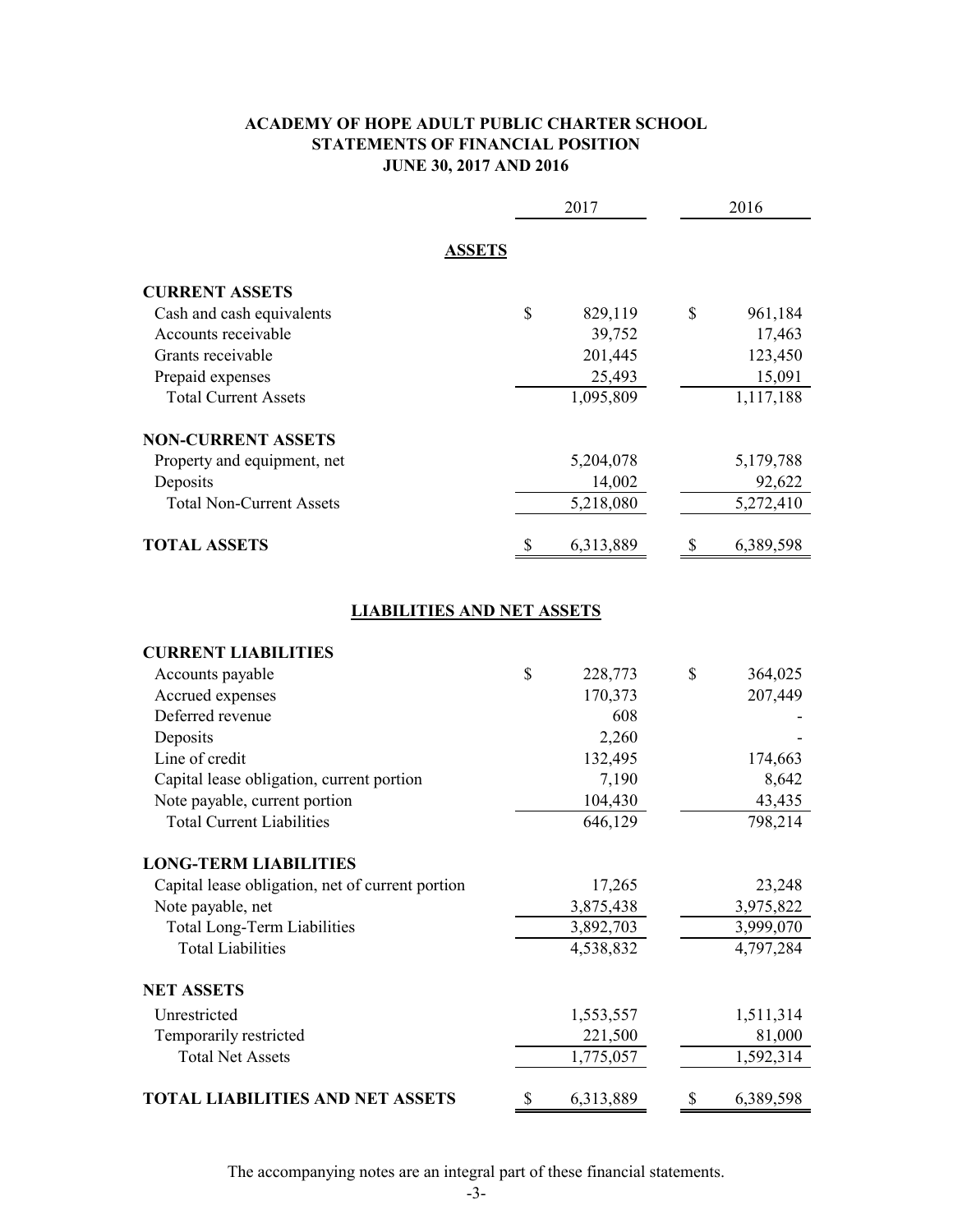# ACADEMY OF HOPE ADULT PUBLIC CHARTER SCHOOL
## STATEMENTS OF FINANCIAL POSITION
### JUNE 30, 2017 AND 2016

| | 2017 | 2016 |
|---|---|---|
| **ASSETS** | | |
| **CURRENT ASSETS** | | |
| Cash and cash equivalents | $ 829,119 | $ 961,184 |
| Accounts receivable | 39,752 | 17,463 |
| Grants receivable | 201,445 | 123,450 |
| Prepaid expenses | 25,493 | 15,091 |
| Total Current Assets | 1,095,809 | 1,117,188 |
| **NON-CURRENT ASSETS** | | |
| Property and equipment, net | 5,204,078 | 5,179,788 |
| Deposits | 14,002 | 92,622 |
| Total Non-Current Assets | 5,218,080 | 5,272,410 |
| **TOTAL ASSETS** | $ 6,313,889 | $ 6,389,598 |
| **LIABILITIES AND NET ASSETS** | | |
| **CURRENT LIABILITIES** | | |
| Accounts payable | $ 228,773 | $ 364,025 |
| Accrued expenses | 170,373 | 207,449 |
| Deferred revenue | 608 | - |
| Deposits | 2,260 | - |
| Line of credit | 132,495 | 174,663 |
| Capital lease obligation, current portion | 7,190 | 8,642 |
| Note payable, current portion | 104,430 | 43,435 |
| Total Current Liabilities | 646,129 | 798,214 |
| **LONG-TERM LIABILITIES** | | |
| Capital lease obligation, net of current portion | 17,265 | 23,248 |
| Note payable, net | 3,875,438 | 3,975,822 |
| Total Long-Term Liabilities | 3,892,703 | 3,999,070 |
| Total Liabilities | 4,538,832 | 4,797,284 |
| **NET ASSETS** | | |
| Unrestricted | 1,553,557 | 1,511,314 |
| Temporarily restricted | 221,500 | 81,000 |
| Total Net Assets | 1,775,057 | 1,592,314 |
| **TOTAL LIABILITIES AND NET ASSETS** | $ 6,313,889 | $ 6,389,598 |

The accompanying notes are an integral part of these financial statements.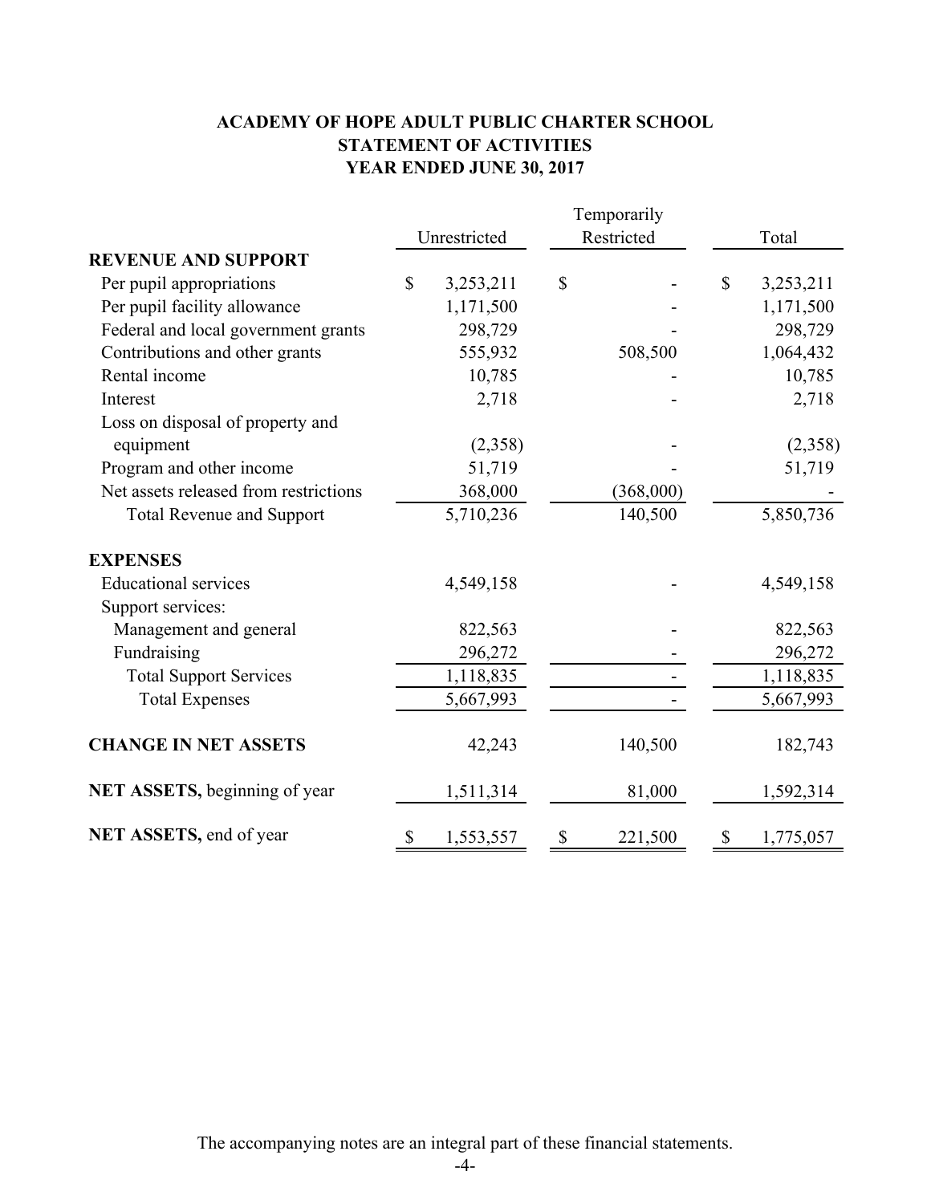# ACADEMY OF HOPE ADULT PUBLIC CHARTER SCHOOL
## STATEMENT OF ACTIVITIES
## YEAR ENDED JUNE 30, 2017

| | Unrestricted | Temporarily Restricted | Total |
|---|---|---|---|
| **REVENUE AND SUPPORT** | | | |
| Per pupil appropriations | $ 3,253,211 | $ - | $ 3,253,211 |
| Per pupil facility allowance | 1,171,500 | - | 1,171,500 |
| Federal and local government grants | 298,729 | - | 298,729 |
| Contributions and other grants | 555,932 | 508,500 | 1,064,432 |
| Rental income | 10,785 | - | 10,785 |
| Interest | 2,718 | - | 2,718 |
| Loss on disposal of property and equipment | (2,358) | - | (2,358) |
| Program and other income | 51,719 | - | 51,719 |
| Net assets released from restrictions | 368,000 | (368,000) | - |
| Total Revenue and Support | 5,710,236 | 140,500 | 5,850,736 |
| **EXPENSES** | | | |
| Educational services | 4,549,158 | - | 4,549,158 |
| Support services: | | | |
| Management and general | 822,563 | - | 822,563 |
| Fundraising | 296,272 | - | 296,272 |
| Total Support Services | 1,118,835 | - | 1,118,835 |
| Total Expenses | 5,667,993 | - | 5,667,993 |
| **CHANGE IN NET ASSETS** | 42,243 | 140,500 | 182,743 |
| **NET ASSETS,** beginning of year | 1,511,314 | 81,000 | 1,592,314 |
| **NET ASSETS,** end of year | $ 1,553,557 | $ 221,500 | $ 1,775,057 |

The accompanying notes are an integral part of these financial statements.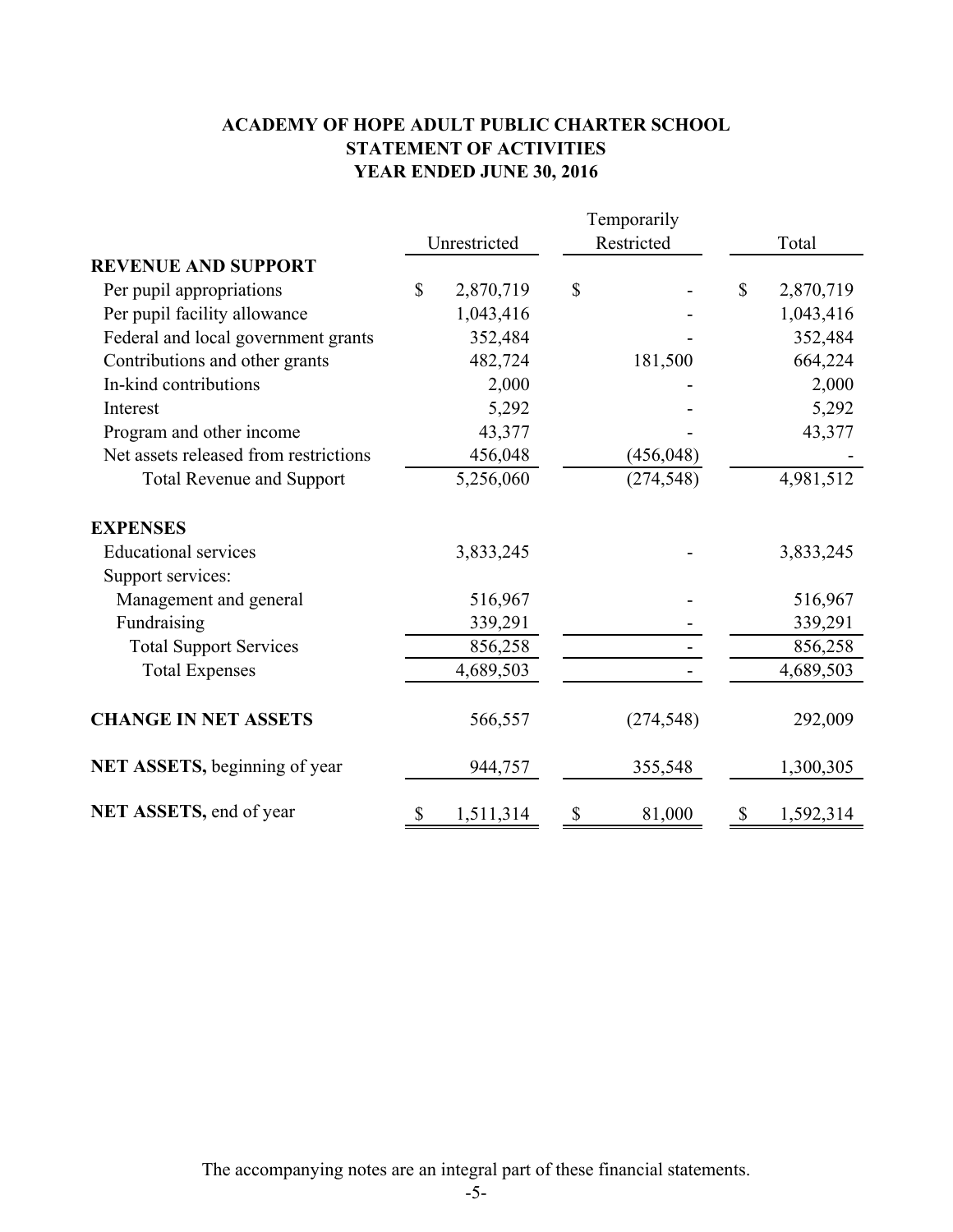# ACADEMY OF HOPE ADULT PUBLIC CHARTER SCHOOL
## STATEMENT OF ACTIVITIES
## YEAR ENDED JUNE 30, 2016

| | Unrestricted | Temporarily Restricted | Total |
|---|---|---|---|
| **REVENUE AND SUPPORT** | | | |
| Per pupil appropriations | $ 2,870,719 | $ - | $ 2,870,719 |
| Per pupil facility allowance | 1,043,416 | - | 1,043,416 |
| Federal and local government grants | 352,484 | - | 352,484 |
| Contributions and other grants | 482,724 | 181,500 | 664,224 |
| In-kind contributions | 2,000 | - | 2,000 |
| Interest | 5,292 | - | 5,292 |
| Program and other income | 43,377 | - | 43,377 |
| Net assets released from restrictions | 456,048 | (456,048) | - |
| Total Revenue and Support | 5,256,060 | (274,548) | 4,981,512 |
| **EXPENSES** | | | |
| Educational services | 3,833,245 | - | 3,833,245 |
| Support services: | | | |
| Management and general | 516,967 | - | 516,967 |
| Fundraising | 339,291 | - | 339,291 |
| Total Support Services | 856,258 | - | 856,258 |
| Total Expenses | 4,689,503 | - | 4,689,503 |
| **CHANGE IN NET ASSETS** | 566,557 | (274,548) | 292,009 |
| **NET ASSETS,** beginning of year | 944,757 | 355,548 | 1,300,305 |
| **NET ASSETS,** end of year | $ 1,511,314 | $ 81,000 | $ 1,592,314 |

The accompanying notes are an integral part of these financial statements.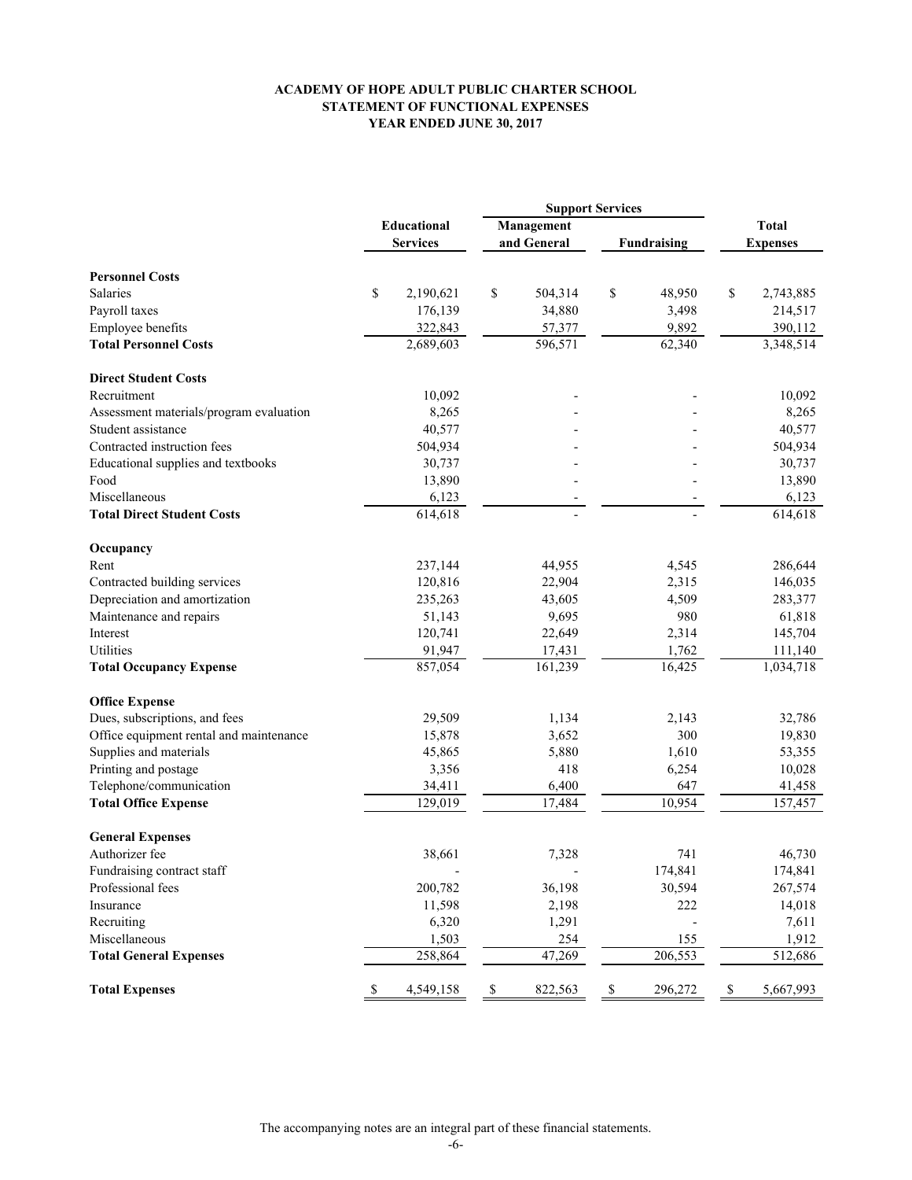**ACADEMY OF HOPE ADULT PUBLIC CHARTER SCHOOL**
**STATEMENT OF FUNCTIONAL EXPENSES**
**YEAR ENDED JUNE 30, 2017**

| | Educational Services | Support Services | | Total Expenses |
|---|---|---|---|---|
| | | Management and General | Fundraising | |
| **Personnel Costs** | | | | |
| Salaries | $ 2,190,621 | $ 504,314 | $ 48,950 | $ 2,743,885 |
| Payroll taxes | 176,139 | 34,880 | 3,498 | 214,517 |
| Employee benefits | 322,843 | 57,377 | 9,892 | 390,112 |
| **Total Personnel Costs** | 2,689,603 | 596,571 | 62,340 | 3,348,514 |
| **Direct Student Costs** | | | | |
| Recruitment | 10,092 | - | - | 10,092 |
| Assessment materials/program evaluation | 8,265 | - | - | 8,265 |
| Student assistance | 40,577 | - | - | 40,577 |
| Contracted instruction fees | 504,934 | - | - | 504,934 |
| Educational supplies and textbooks | 30,737 | - | - | 30,737 |
| Food | 13,890 | - | - | 13,890 |
| Miscellaneous | 6,123 | - | - | 6,123 |
| **Total Direct Student Costs** | 614,618 | - | - | 614,618 |
| **Occupancy** | | | | |
| Rent | 237,144 | 44,955 | 4,545 | 286,644 |
| Contracted building services | 120,816 | 22,904 | 2,315 | 146,035 |
| Depreciation and amortization | 235,263 | 43,605 | 4,509 | 283,377 |
| Maintenance and repairs | 51,143 | 9,695 | 980 | 61,818 |
| Interest | 120,741 | 22,649 | 2,314 | 145,704 |
| Utilities | 91,947 | 17,431 | 1,762 | 111,140 |
| **Total Occupancy Expense** | 857,054 | 161,239 | 16,425 | 1,034,718 |
| **Office Expense** | | | | |
| Dues, subscriptions, and fees | 29,509 | 1,134 | 2,143 | 32,786 |
| Office equipment rental and maintenance | 15,878 | 3,652 | 300 | 19,830 |
| Supplies and materials | 45,865 | 5,880 | 1,610 | 53,355 |
| Printing and postage | 3,356 | 418 | 6,254 | 10,028 |
| Telephone/communication | 34,411 | 6,400 | 647 | 41,458 |
| **Total Office Expense** | 129,019 | 17,484 | 10,954 | 157,457 |
| **General Expenses** | | | | |
| Authorizer fee | 38,661 | 7,328 | 741 | 46,730 |
| Fundraising contract staff | - | - | 174,841 | 174,841 |
| Professional fees | 200,782 | 36,198 | 30,594 | 267,574 |
| Insurance | 11,598 | 2,198 | 222 | 14,018 |
| Recruiting | 6,320 | 1,291 | - | 7,611 |
| Miscellaneous | 1,503 | 254 | 155 | 1,912 |
| **Total General Expenses** | 258,864 | 47,269 | 206,553 | 512,686 |
| **Total Expenses** | $ 4,549,158 | $ 822,563 | $ 296,272 | $ 5,667,993 |

The accompanying notes are an integral part of these financial statements.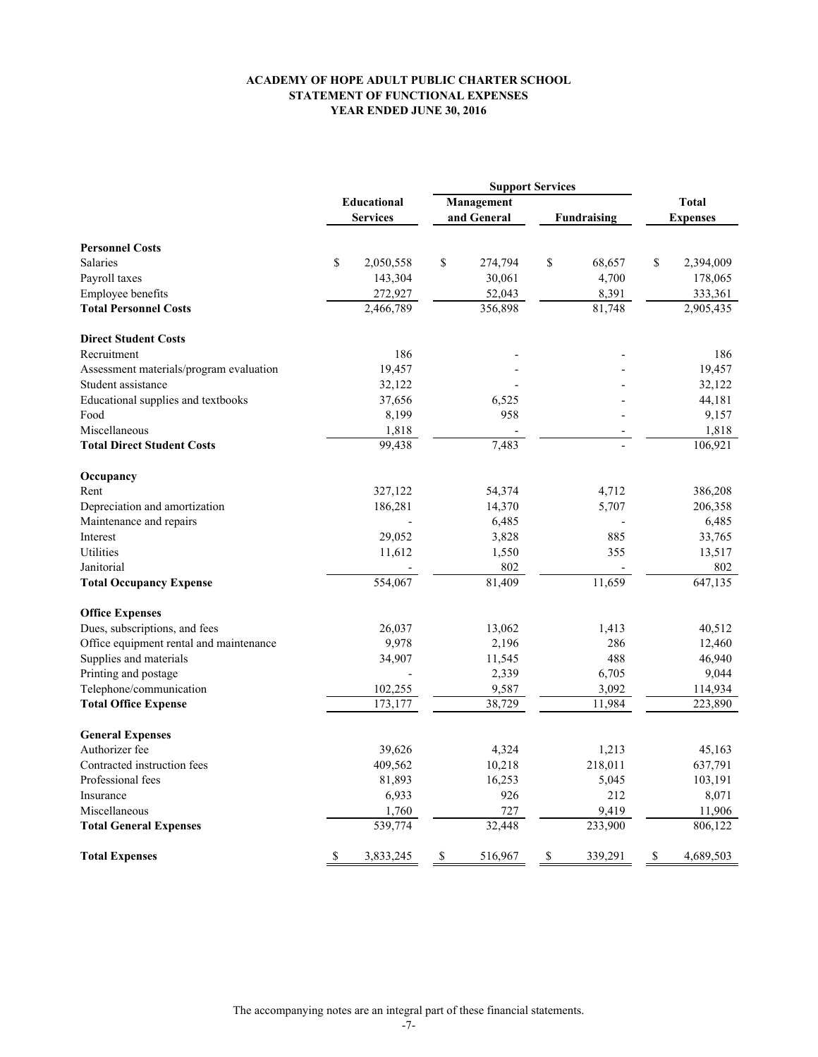**ACADEMY OF HOPE ADULT PUBLIC CHARTER SCHOOL**
**STATEMENT OF FUNCTIONAL EXPENSES**
**YEAR ENDED JUNE 30, 2016**

| | Educational Services | Support Services | | Total Expenses |
|---|---|---|---|---|
| | | Management and General | Fundraising | |
| **Personnel Costs** | | | | |
| Salaries | $ 2,050,558 | $ 274,794 | $ 68,657 | $ 2,394,009 |
| Payroll taxes | 143,304 | 30,061 | 4,700 | 178,065 |
| Employee benefits | 272,927 | 52,043 | 8,391 | 333,361 |
| **Total Personnel Costs** | 2,466,789 | 356,898 | 81,748 | 2,905,435 |
| **Direct Student Costs** | | | | |
| Recruitment | 186 | - | - | 186 |
| Assessment materials/program evaluation | 19,457 | - | - | 19,457 |
| Student assistance | 32,122 | - | - | 32,122 |
| Educational supplies and textbooks | 37,656 | 6,525 | - | 44,181 |
| Food | 8,199 | 958 | - | 9,157 |
| Miscellaneous | 1,818 | - | - | 1,818 |
| **Total Direct Student Costs** | 99,438 | 7,483 | - | 106,921 |
| **Occupancy** | | | | |
| Rent | 327,122 | 54,374 | 4,712 | 386,208 |
| Depreciation and amortization | 186,281 | 14,370 | 5,707 | 206,358 |
| Maintenance and repairs | - | 6,485 | - | 6,485 |
| Interest | 29,052 | 3,828 | 885 | 33,765 |
| Utilities | 11,612 | 1,550 | 355 | 13,517 |
| Janitorial | - | 802 | - | 802 |
| **Total Occupancy Expense** | 554,067 | 81,409 | 11,659 | 647,135 |
| **Office Expenses** | | | | |
| Dues, subscriptions, and fees | 26,037 | 13,062 | 1,413 | 40,512 |
| Office equipment rental and maintenance | 9,978 | 2,196 | 286 | 12,460 |
| Supplies and materials | 34,907 | 11,545 | 488 | 46,940 |
| Printing and postage | - | 2,339 | 6,705 | 9,044 |
| Telephone/communication | 102,255 | 9,587 | 3,092 | 114,934 |
| **Total Office Expense** | 173,177 | 38,729 | 11,984 | 223,890 |
| **General Expenses** | | | | |
| Authorizer fee | 39,626 | 4,324 | 1,213 | 45,163 |
| Contracted instruction fees | 409,562 | 10,218 | 218,011 | 637,791 |
| Professional fees | 81,893 | 16,253 | 5,045 | 103,191 |
| Insurance | 6,933 | 926 | 212 | 8,071 |
| Miscellaneous | 1,760 | 727 | 9,419 | 11,906 |
| **Total General Expenses** | 539,774 | 32,448 | 233,900 | 806,122 |
| **Total Expenses** | $ 3,833,245 | $ 516,967 | $ 339,291 | $ 4,689,503 |

The accompanying notes are an integral part of these financial statements.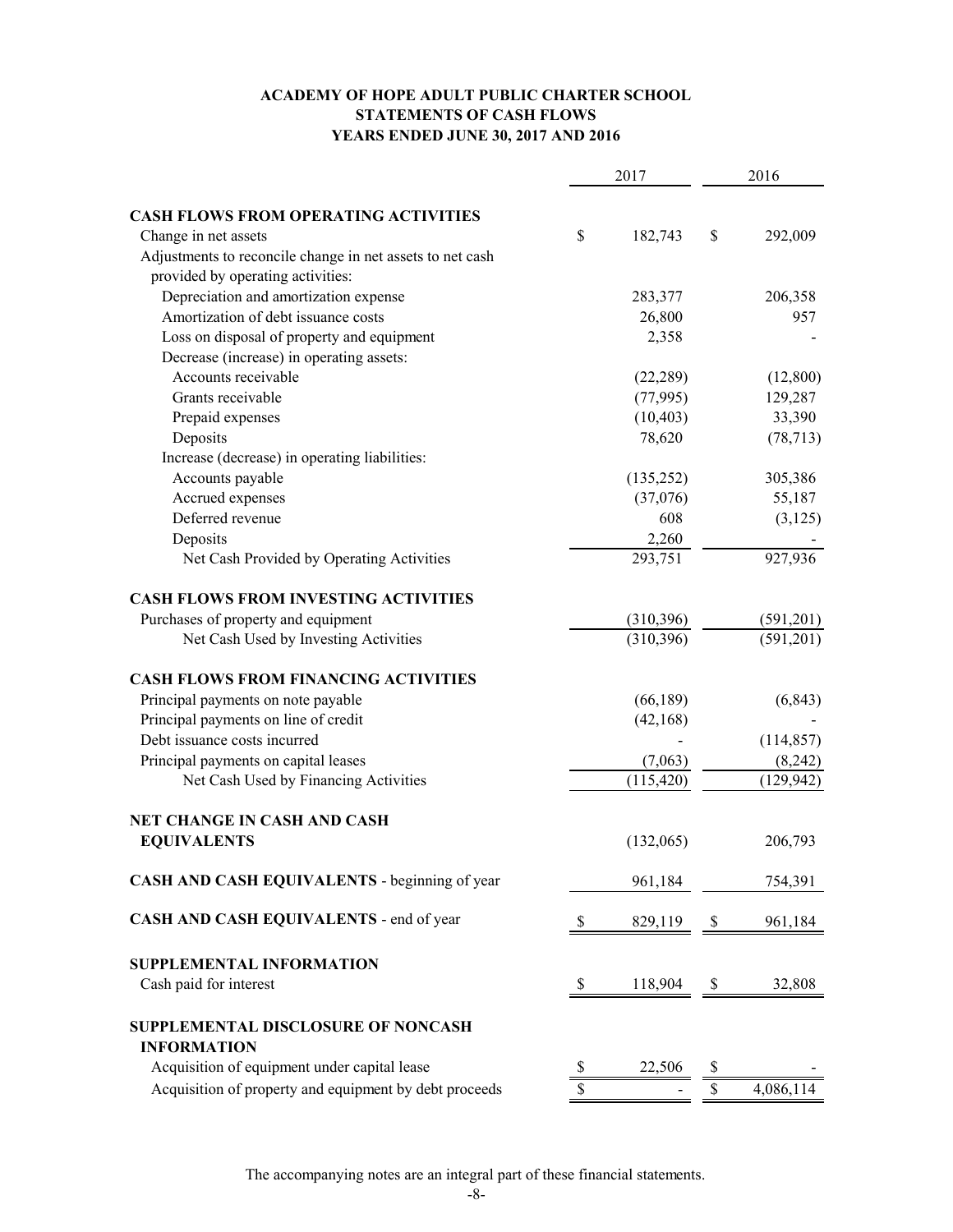# ACADEMY OF HOPE ADULT PUBLIC CHARTER SCHOOL
## STATEMENTS OF CASH FLOWS
### YEARS ENDED JUNE 30, 2017 AND 2016

| | 2017 | 2016 |
|---|---|---|
| **CASH FLOWS FROM OPERATING ACTIVITIES** | | |
| Change in net assets | $ 182,743 | $ 292,009 |
| Adjustments to reconcile change in net assets to net cash provided by operating activities: | | |
| Depreciation and amortization expense | 283,377 | 206,358 |
| Amortization of debt issuance costs | 26,800 | 957 |
| Loss on disposal of property and equipment | 2,358 | - |
| Decrease (increase) in operating assets: | | |
| Accounts receivable | (22,289) | (12,800) |
| Grants receivable | (77,995) | 129,287 |
| Prepaid expenses | (10,403) | 33,390 |
| Deposits | 78,620 | (78,713) |
| Increase (decrease) in operating liabilities: | | |
| Accounts payable | (135,252) | 305,386 |
| Accrued expenses | (37,076) | 55,187 |
| Deferred revenue | 608 | (3,125) |
| Deposits | 2,260 | - |
| Net Cash Provided by Operating Activities | 293,751 | 927,936 |
| **CASH FLOWS FROM INVESTING ACTIVITIES** | | |
| Purchases of property and equipment | (310,396) | (591,201) |
| Net Cash Used by Investing Activities | (310,396) | (591,201) |
| **CASH FLOWS FROM FINANCING ACTIVITIES** | | |
| Principal payments on note payable | (66,189) | (6,843) |
| Principal payments on line of credit | (42,168) | - |
| Debt issuance costs incurred | - | (114,857) |
| Principal payments on capital leases | (7,063) | (8,242) |
| Net Cash Used by Financing Activities | (115,420) | (129,942) |
| **NET CHANGE IN CASH AND CASH EQUIVALENTS** | (132,065) | 206,793 |
| **CASH AND CASH EQUIVALENTS** - beginning of year | 961,184 | 754,391 |
| **CASH AND CASH EQUIVALENTS** - end of year | $ 829,119 | $ 961,184 |
| **SUPPLEMENTAL INFORMATION** | | |
| Cash paid for interest | $ 118,904 | $ 32,808 |
| **SUPPLEMENTAL DISCLOSURE OF NONCASH INFORMATION** | | |
| Acquisition of equipment under capital lease | $ 22,506 | $ - |
| Acquisition of property and equipment by debt proceeds | $ - | $ 4,086,114 |

The accompanying notes are an integral part of these financial statements.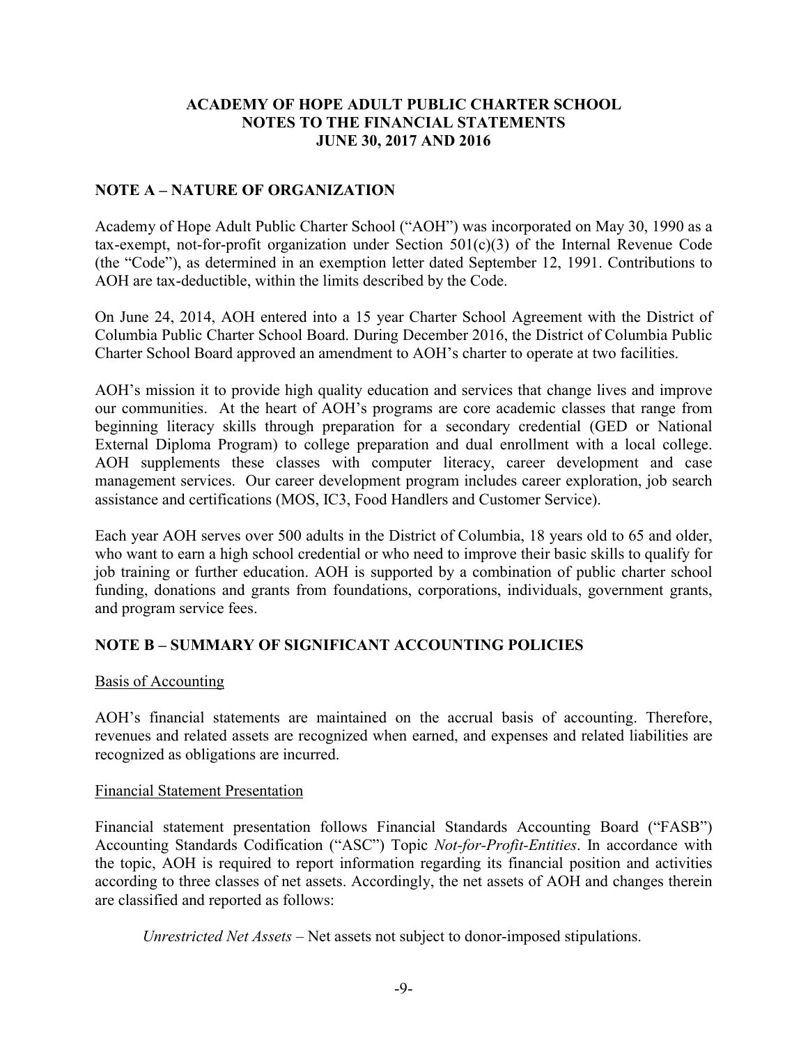**ACADEMY OF HOPE ADULT PUBLIC CHARTER SCHOOL**
**NOTES TO THE FINANCIAL STATEMENTS**
**JUNE 30, 2017 AND 2016**

## NOTE A – NATURE OF ORGANIZATION

Academy of Hope Adult Public Charter School ("AOH") was incorporated on May 30, 1990 as a tax-exempt, not-for-profit organization under Section 501(c)(3) of the Internal Revenue Code (the "Code"), as determined in an exemption letter dated September 12, 1991. Contributions to AOH are tax-deductible, within the limits described by the Code.

On June 24, 2014, AOH entered into a 15 year Charter School Agreement with the District of Columbia Public Charter School Board. During December 2016, the District of Columbia Public Charter School Board approved an amendment to AOH's charter to operate at two facilities.

AOH's mission it to provide high quality education and services that change lives and improve our communities. At the heart of AOH's programs are core academic classes that range from beginning literacy skills through preparation for a secondary credential (GED or National External Diploma Program) to college preparation and dual enrollment with a local college. AOH supplements these classes with computer literacy, career development and case management services. Our career development program includes career exploration, job search assistance and certifications (MOS, IC3, Food Handlers and Customer Service).

Each year AOH serves over 500 adults in the District of Columbia, 18 years old to 65 and older, who want to earn a high school credential or who need to improve their basic skills to qualify for job training or further education. AOH is supported by a combination of public charter school funding, donations and grants from foundations, corporations, individuals, government grants, and program service fees.

## NOTE B – SUMMARY OF SIGNIFICANT ACCOUNTING POLICIES

<u>Basis of Accounting</u>

AOH's financial statements are maintained on the accrual basis of accounting. Therefore, revenues and related assets are recognized when earned, and expenses and related liabilities are recognized as obligations are incurred.

<u>Financial Statement Presentation</u>

Financial statement presentation follows Financial Standards Accounting Board ("FASB") Accounting Standards Codification ("ASC") Topic *Not-for-Profit-Entities*. In accordance with the topic, AOH is required to report information regarding its financial position and activities according to three classes of net assets. Accordingly, the net assets of AOH and changes therein are classified and reported as follows:

*Unrestricted Net Assets* – Net assets not subject to donor-imposed stipulations.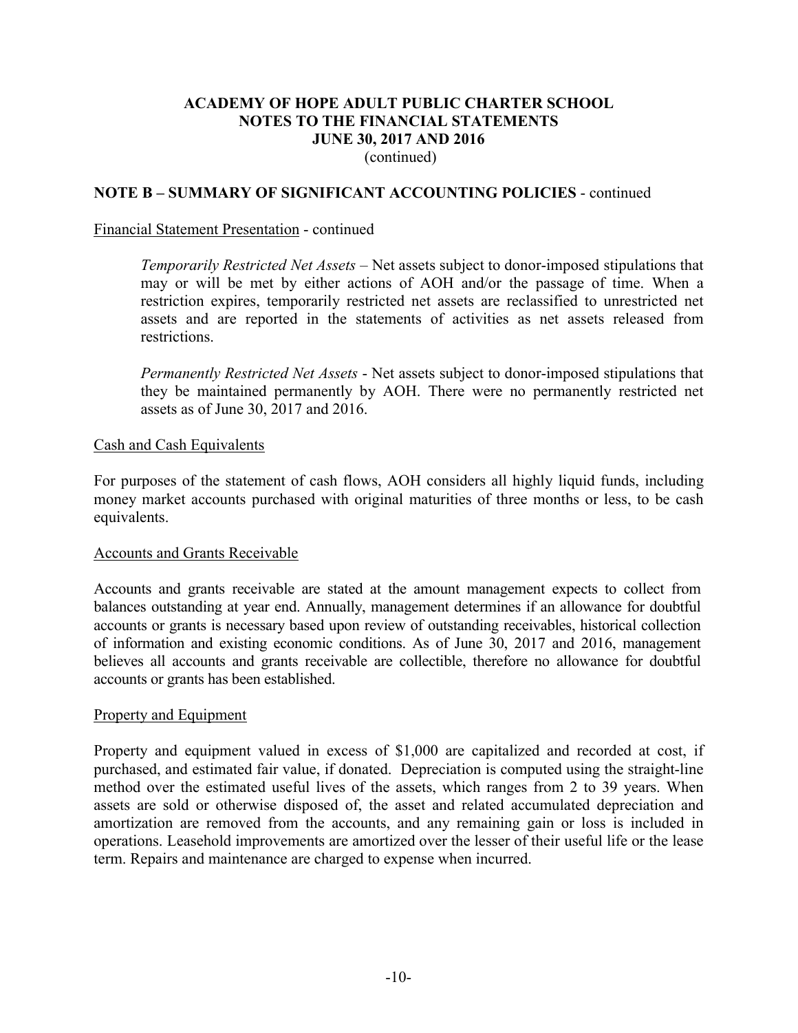## NOTE B – SUMMARY OF SIGNIFICANT ACCOUNTING POLICIES - continued

Financial Statement Presentation - continued

*Temporarily Restricted Net Assets* – Net assets subject to donor-imposed stipulations that may or will be met by either actions of AOH and/or the passage of time. When a restriction expires, temporarily restricted net assets are reclassified to unrestricted net assets and are reported in the statements of activities as net assets released from restrictions.

*Permanently Restricted Net Assets* - Net assets subject to donor-imposed stipulations that they be maintained permanently by AOH. There were no permanently restricted net assets as of June 30, 2017 and 2016.

Cash and Cash Equivalents

For purposes of the statement of cash flows, AOH considers all highly liquid funds, including money market accounts purchased with original maturities of three months or less, to be cash equivalents.

Accounts and Grants Receivable

Accounts and grants receivable are stated at the amount management expects to collect from balances outstanding at year end. Annually, management determines if an allowance for doubtful accounts or grants is necessary based upon review of outstanding receivables, historical collection of information and existing economic conditions. As of June 30, 2017 and 2016, management believes all accounts and grants receivable are collectible, therefore no allowance for doubtful accounts or grants has been established.

Property and Equipment

Property and equipment valued in excess of $1,000 are capitalized and recorded at cost, if purchased, and estimated fair value, if donated. Depreciation is computed using the straight-line method over the estimated useful lives of the assets, which ranges from 2 to 39 years. When assets are sold or otherwise disposed of, the asset and related accumulated depreciation and amortization are removed from the accounts, and any remaining gain or loss is included in operations. Leasehold improvements are amortized over the lesser of their useful life or the lease term. Repairs and maintenance are charged to expense when incurred.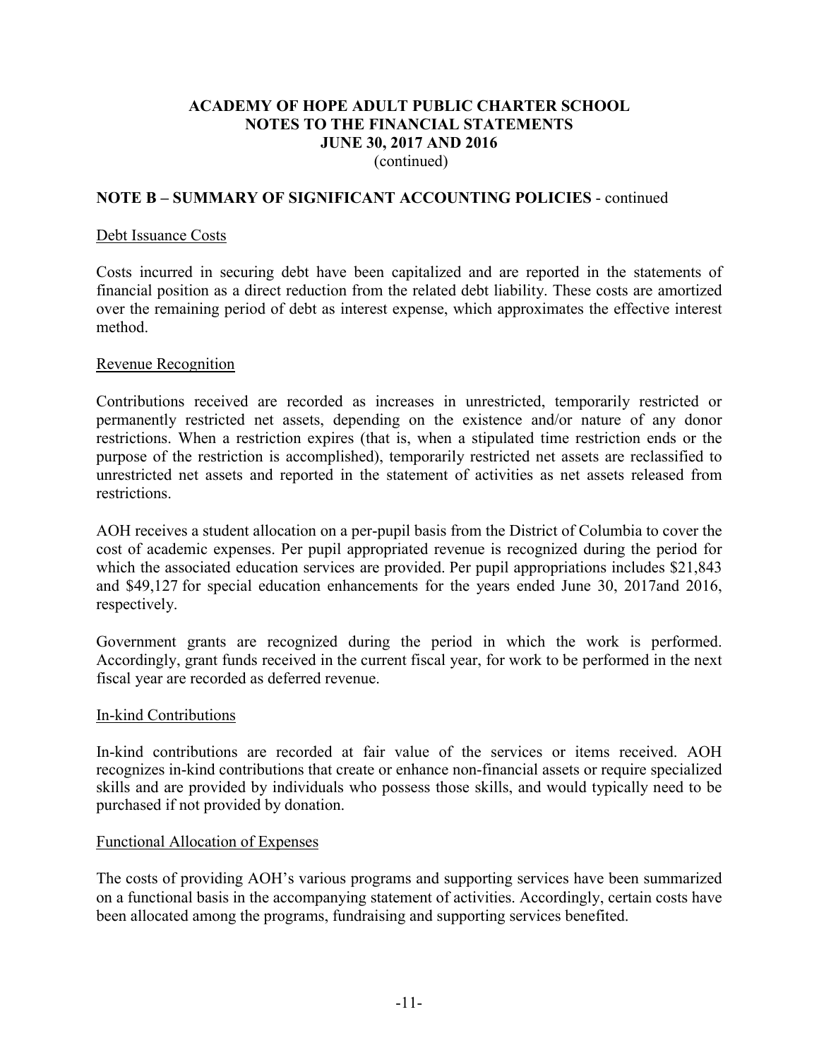# ACADEMY OF HOPE ADULT PUBLIC CHARTER SCHOOL
## NOTES TO THE FINANCIAL STATEMENTS
## JUNE 30, 2017 AND 2016
(continued)

## NOTE B – SUMMARY OF SIGNIFICANT ACCOUNTING POLICIES - continued

Debt Issuance Costs

Costs incurred in securing debt have been capitalized and are reported in the statements of financial position as a direct reduction from the related debt liability. These costs are amortized over the remaining period of debt as interest expense, which approximates the effective interest method.

Revenue Recognition

Contributions received are recorded as increases in unrestricted, temporarily restricted or permanently restricted net assets, depending on the existence and/or nature of any donor restrictions. When a restriction expires (that is, when a stipulated time restriction ends or the purpose of the restriction is accomplished), temporarily restricted net assets are reclassified to unrestricted net assets and reported in the statement of activities as net assets released from restrictions.

AOH receives a student allocation on a per-pupil basis from the District of Columbia to cover the cost of academic expenses. Per pupil appropriated revenue is recognized during the period for which the associated education services are provided. Per pupil appropriations includes $21,843 and $49,127 for special education enhancements for the years ended June 30, 2017and 2016, respectively.

Government grants are recognized during the period in which the work is performed. Accordingly, grant funds received in the current fiscal year, for work to be performed in the next fiscal year are recorded as deferred revenue.

In-kind Contributions

In-kind contributions are recorded at fair value of the services or items received. AOH recognizes in-kind contributions that create or enhance non-financial assets or require specialized skills and are provided by individuals who possess those skills, and would typically need to be purchased if not provided by donation.

Functional Allocation of Expenses

The costs of providing AOH's various programs and supporting services have been summarized on a functional basis in the accompanying statement of activities. Accordingly, certain costs have been allocated among the programs, fundraising and supporting services benefited.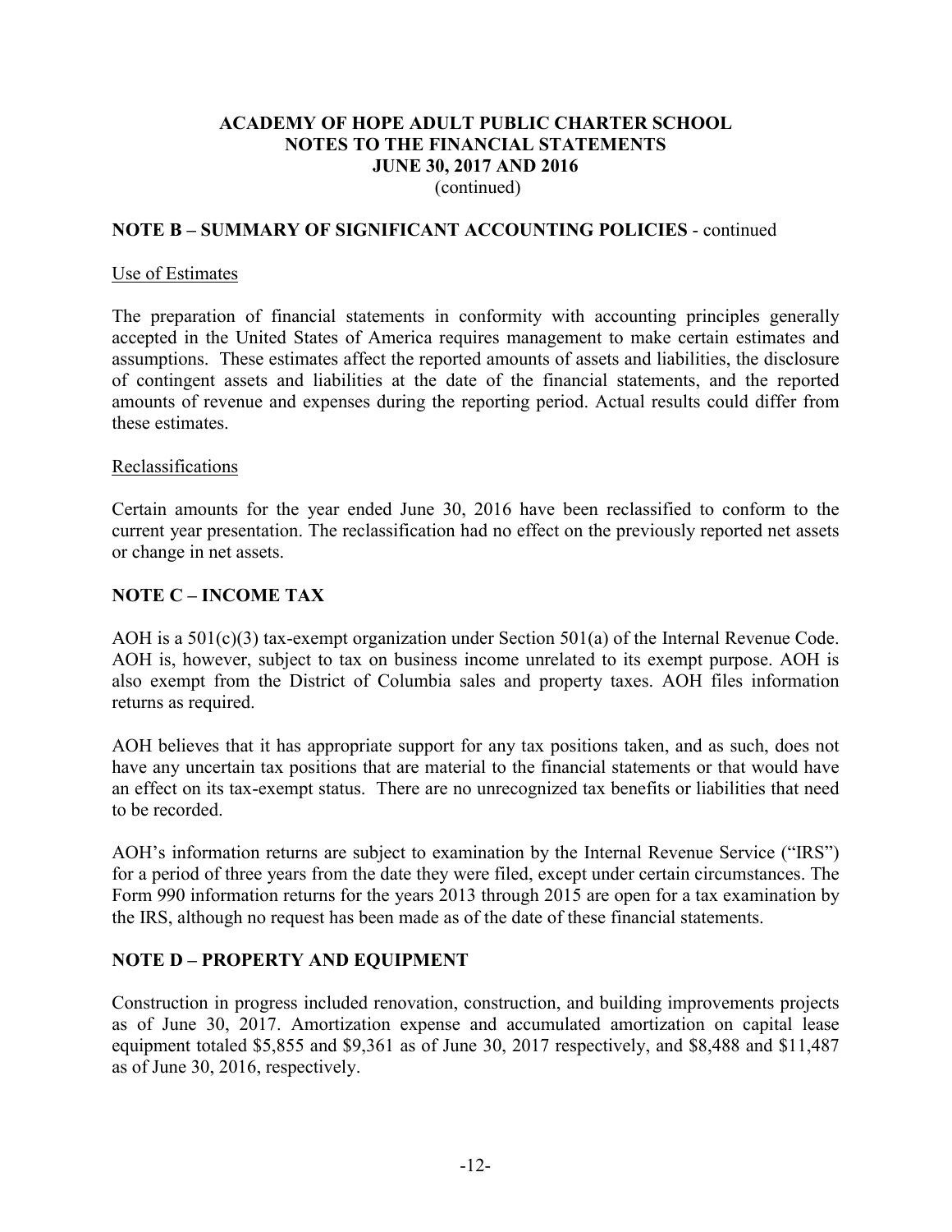## NOTE B – SUMMARY OF SIGNIFICANT ACCOUNTING POLICIES - continued

Use of Estimates

The preparation of financial statements in conformity with accounting principles generally accepted in the United States of America requires management to make certain estimates and assumptions. These estimates affect the reported amounts of assets and liabilities, the disclosure of contingent assets and liabilities at the date of the financial statements, and the reported amounts of revenue and expenses during the reporting period. Actual results could differ from these estimates.

Reclassifications

Certain amounts for the year ended June 30, 2016 have been reclassified to conform to the current year presentation. The reclassification had no effect on the previously reported net assets or change in net assets.

## NOTE C – INCOME TAX

AOH is a 501(c)(3) tax-exempt organization under Section 501(a) of the Internal Revenue Code. AOH is, however, subject to tax on business income unrelated to its exempt purpose. AOH is also exempt from the District of Columbia sales and property taxes. AOH files information returns as required.

AOH believes that it has appropriate support for any tax positions taken, and as such, does not have any uncertain tax positions that are material to the financial statements or that would have an effect on its tax-exempt status. There are no unrecognized tax benefits or liabilities that need to be recorded.

AOH's information returns are subject to examination by the Internal Revenue Service ("IRS") for a period of three years from the date they were filed, except under certain circumstances. The Form 990 information returns for the years 2013 through 2015 are open for a tax examination by the IRS, although no request has been made as of the date of these financial statements.

## NOTE D – PROPERTY AND EQUIPMENT

Construction in progress included renovation, construction, and building improvements projects as of June 30, 2017. Amortization expense and accumulated amortization on capital lease equipment totaled $5,855 and $9,361 as of June 30, 2017 respectively, and $8,488 and $11,487 as of June 30, 2016, respectively.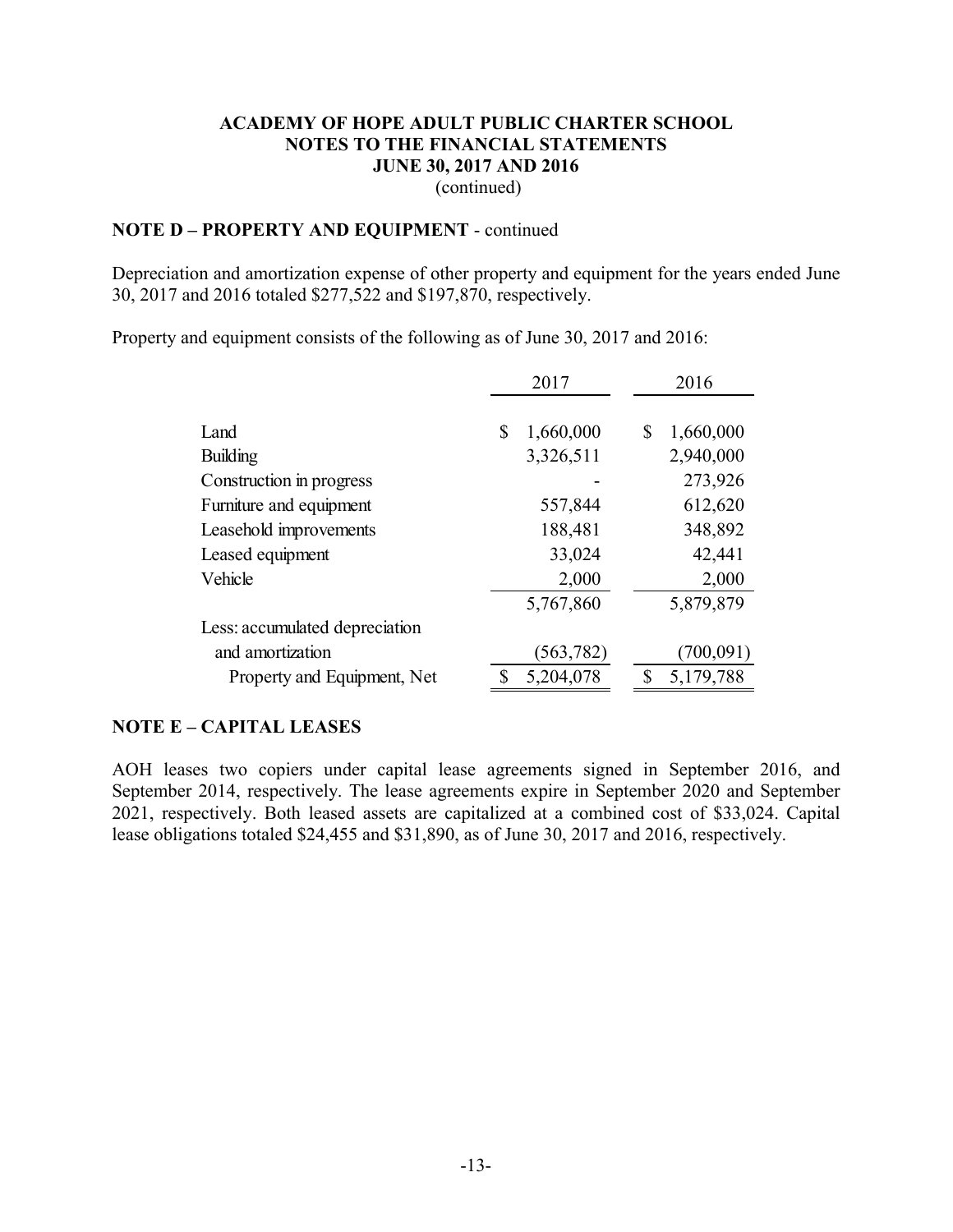**ACADEMY OF HOPE ADULT PUBLIC CHARTER SCHOOL**
**NOTES TO THE FINANCIAL STATEMENTS**
**JUNE 30, 2017 AND 2016**
(continued)

## NOTE D – PROPERTY AND EQUIPMENT - continued

Depreciation and amortization expense of other property and equipment for the years ended June 30, 2017 and 2016 totaled $277,522 and $197,870, respectively.

Property and equipment consists of the following as of June 30, 2017 and 2016:

| | 2017 | 2016 |
|---|---|---|
| Land | $ 1,660,000 | $ 1,660,000 |
| Building | 3,326,511 | 2,940,000 |
| Construction in progress | - | 273,926 |
| Furniture and equipment | 557,844 | 612,620 |
| Leasehold improvements | 188,481 | 348,892 |
| Leased equipment | 33,024 | 42,441 |
| Vehicle | 2,000 | 2,000 |
| | 5,767,860 | 5,879,879 |
| Less: accumulated depreciation and amortization | (563,782) | (700,091) |
| Property and Equipment, Net | $ 5,204,078 | $ 5,179,788 |

## NOTE E – CAPITAL LEASES

AOH leases two copiers under capital lease agreements signed in September 2016, and September 2014, respectively. The lease agreements expire in September 2020 and September 2021, respectively. Both leased assets are capitalized at a combined cost of $33,024. Capital lease obligations totaled $24,455 and $31,890, as of June 30, 2017 and 2016, respectively.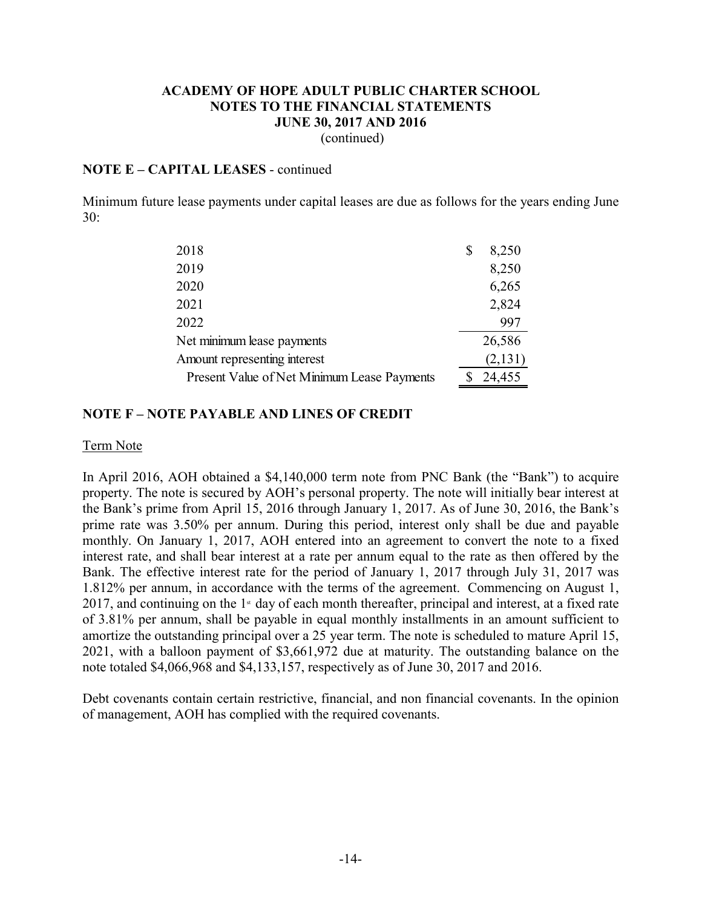# ACADEMY OF HOPE ADULT PUBLIC CHARTER SCHOOL
## NOTES TO THE FINANCIAL STATEMENTS
## JUNE 30, 2017 AND 2016
(continued)

**NOTE E – CAPITAL LEASES** - continued

Minimum future lease payments under capital leases are due as follows for the years ending June 30:

| | |
|---|---|
| 2018 | $ 8,250 |
| 2019 | 8,250 |
| 2020 | 6,265 |
| 2021 | 2,824 |
| 2022 | 997 |
| Net minimum lease payments | 26,586 |
| Amount representing interest | (2,131) |
| Present Value of Net Minimum Lease Payments | $ 24,455 |

**NOTE F – NOTE PAYABLE AND LINES OF CREDIT**

Term Note

In April 2016, AOH obtained a $4,140,000 term note from PNC Bank (the "Bank") to acquire property. The note is secured by AOH's personal property. The note will initially bear interest at the Bank's prime from April 15, 2016 through January 1, 2017. As of June 30, 2016, the Bank's prime rate was 3.50% per annum. During this period, interest only shall be due and payable monthly. On January 1, 2017, AOH entered into an agreement to convert the note to a fixed interest rate, and shall bear interest at a rate per annum equal to the rate as then offered by the Bank. The effective interest rate for the period of January 1, 2017 through July 31, 2017 was 1.812% per annum, in accordance with the terms of the agreement. Commencing on August 1, 2017, and continuing on the 1st day of each month thereafter, principal and interest, at a fixed rate of 3.81% per annum, shall be payable in equal monthly installments in an amount sufficient to amortize the outstanding principal over a 25 year term. The note is scheduled to mature April 15, 2021, with a balloon payment of $3,661,972 due at maturity. The outstanding balance on the note totaled $4,066,968 and $4,133,157, respectively as of June 30, 2017 and 2016.

Debt covenants contain certain restrictive, financial, and non financial covenants. In the opinion of management, AOH has complied with the required covenants.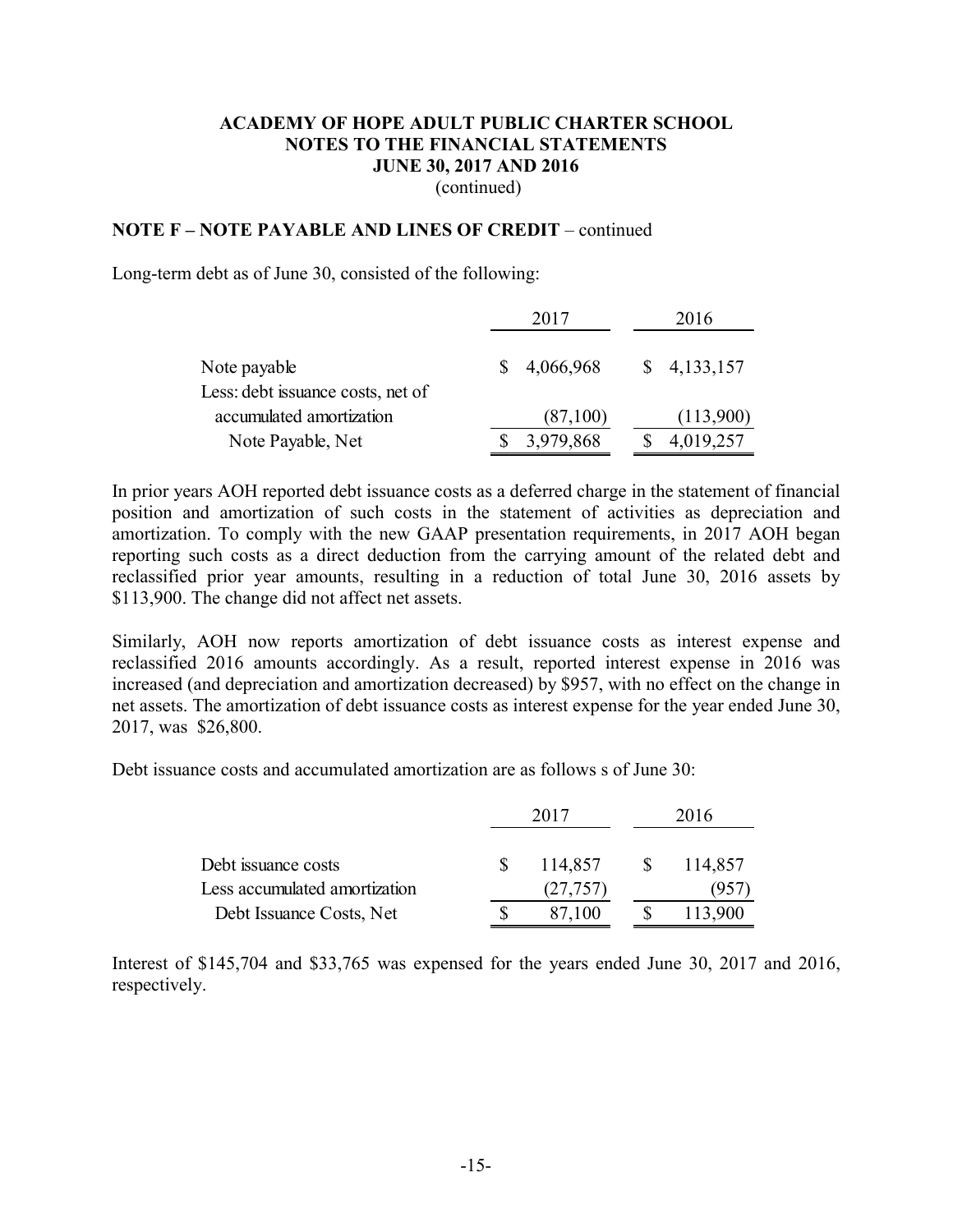# ACADEMY OF HOPE ADULT PUBLIC CHARTER SCHOOL
## NOTES TO THE FINANCIAL STATEMENTS
## JUNE 30, 2017 AND 2016
(continued)

**NOTE F – NOTE PAYABLE AND LINES OF CREDIT** – continued

Long-term debt as of June 30, consisted of the following:

| | 2017 | 2016 |
|---|---|---|
| Note payable | $ 4,066,968 | $ 4,133,157 |
| Less: debt issuance costs, net of accumulated amortization | (87,100) | (113,900) |
| Note Payable, Net | $ 3,979,868 | $ 4,019,257 |

In prior years AOH reported debt issuance costs as a deferred charge in the statement of financial position and amortization of such costs in the statement of activities as depreciation and amortization. To comply with the new GAAP presentation requirements, in 2017 AOH began reporting such costs as a direct deduction from the carrying amount of the related debt and reclassified prior year amounts, resulting in a reduction of total June 30, 2016 assets by $113,900. The change did not affect net assets.

Similarly, AOH now reports amortization of debt issuance costs as interest expense and reclassified 2016 amounts accordingly. As a result, reported interest expense in 2016 was increased (and depreciation and amortization decreased) by $957, with no effect on the change in net assets. The amortization of debt issuance costs as interest expense for the year ended June 30, 2017, was $26,800.

Debt issuance costs and accumulated amortization are as follows s of June 30:

| | 2017 | 2016 |
|---|---|---|
| Debt issuance costs | $ 114,857 | $ 114,857 |
| Less accumulated amortization | (27,757) | (957) |
| Debt Issuance Costs, Net | $ 87,100 | $ 113,900 |

Interest of $145,704 and $33,765 was expensed for the years ended June 30, 2017 and 2016, respectively.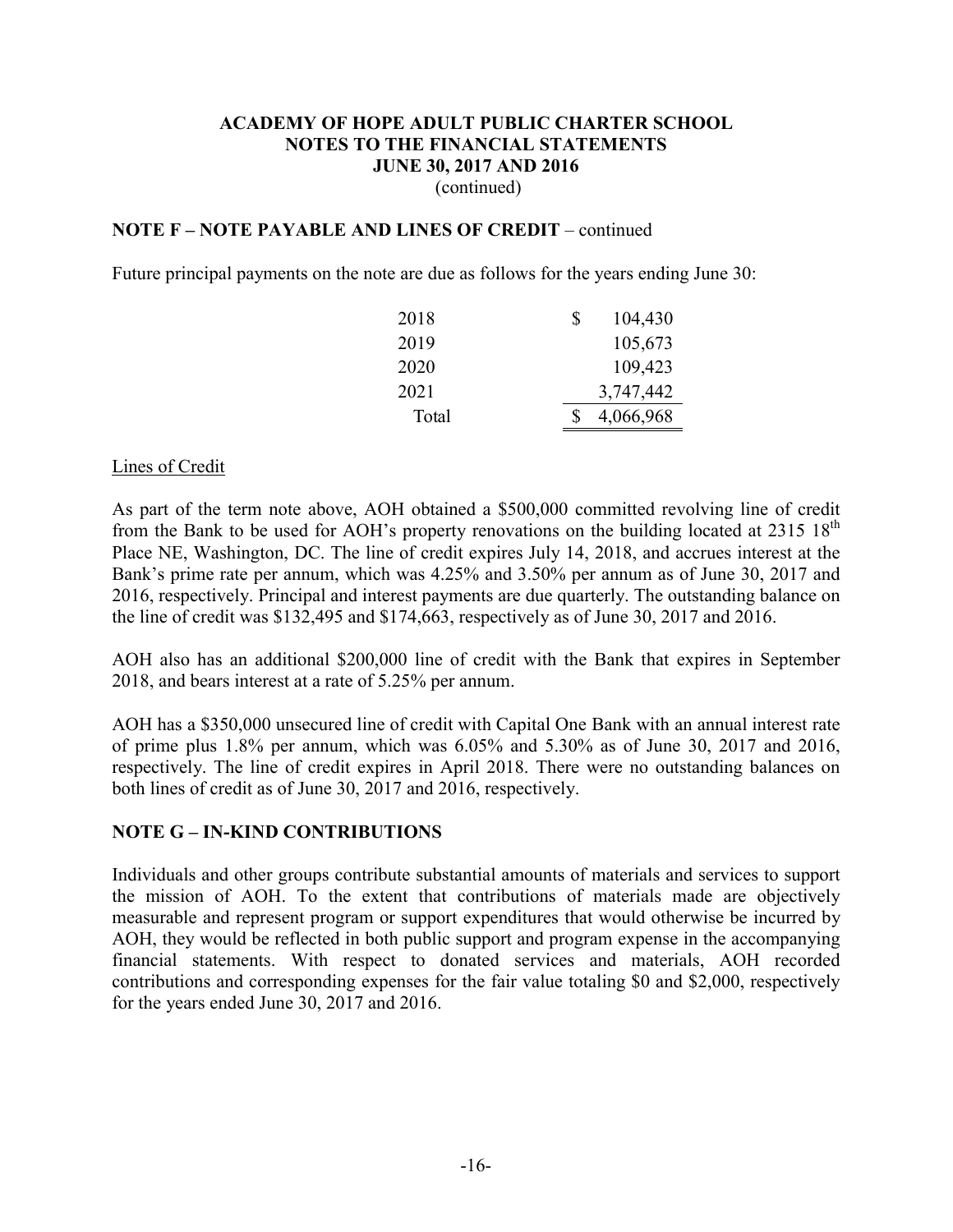**ACADEMY OF HOPE ADULT PUBLIC CHARTER SCHOOL**
**NOTES TO THE FINANCIAL STATEMENTS**
**JUNE 30, 2017 AND 2016**
(continued)

## NOTE F – NOTE PAYABLE AND LINES OF CREDIT – continued

Future principal payments on the note are due as follows for the years ending June 30:

| | |
|---|---|
| 2018 | $ 104,430 |
| 2019 | 105,673 |
| 2020 | 109,423 |
| 2021 | 3,747,442 |
| Total | $ 4,066,968 |

Lines of Credit

As part of the term note above, AOH obtained a $500,000 committed revolving line of credit from the Bank to be used for AOH's property renovations on the building located at 2315 18th Place NE, Washington, DC. The line of credit expires July 14, 2018, and accrues interest at the Bank's prime rate per annum, which was 4.25% and 3.50% per annum as of June 30, 2017 and 2016, respectively. Principal and interest payments are due quarterly. The outstanding balance on the line of credit was $132,495 and $174,663, respectively as of June 30, 2017 and 2016.

AOH also has an additional $200,000 line of credit with the Bank that expires in September 2018, and bears interest at a rate of 5.25% per annum.

AOH has a $350,000 unsecured line of credit with Capital One Bank with an annual interest rate of prime plus 1.8% per annum, which was 6.05% and 5.30% as of June 30, 2017 and 2016, respectively. The line of credit expires in April 2018. There were no outstanding balances on both lines of credit as of June 30, 2017 and 2016, respectively.

## NOTE G – IN-KIND CONTRIBUTIONS

Individuals and other groups contribute substantial amounts of materials and services to support the mission of AOH. To the extent that contributions of materials made are objectively measurable and represent program or support expenditures that would otherwise be incurred by AOH, they would be reflected in both public support and program expense in the accompanying financial statements. With respect to donated services and materials, AOH recorded contributions and corresponding expenses for the fair value totaling $0 and $2,000, respectively for the years ended June 30, 2017 and 2016.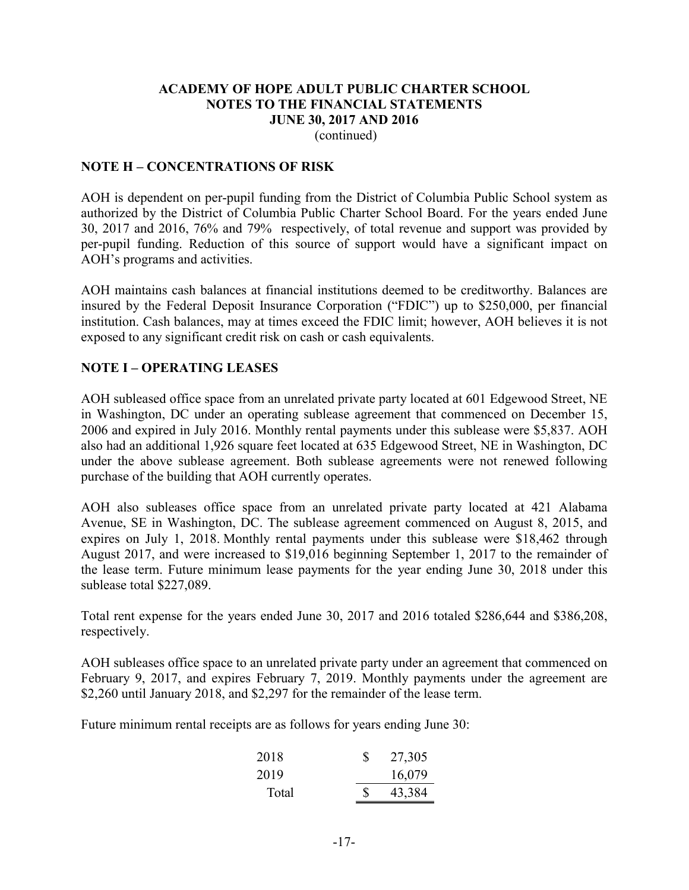**ACADEMY OF HOPE ADULT PUBLIC CHARTER SCHOOL**
**NOTES TO THE FINANCIAL STATEMENTS**
**JUNE 30, 2017 AND 2016**
(continued)

## NOTE H – CONCENTRATIONS OF RISK

AOH is dependent on per-pupil funding from the District of Columbia Public School system as authorized by the District of Columbia Public Charter School Board. For the years ended June 30, 2017 and 2016, 76% and 79% respectively, of total revenue and support was provided by per-pupil funding. Reduction of this source of support would have a significant impact on AOH's programs and activities.

AOH maintains cash balances at financial institutions deemed to be creditworthy. Balances are insured by the Federal Deposit Insurance Corporation ("FDIC") up to $250,000, per financial institution. Cash balances, may at times exceed the FDIC limit; however, AOH believes it is not exposed to any significant credit risk on cash or cash equivalents.

## NOTE I – OPERATING LEASES

AOH subleased office space from an unrelated private party located at 601 Edgewood Street, NE in Washington, DC under an operating sublease agreement that commenced on December 15, 2006 and expired in July 2016. Monthly rental payments under this sublease were $5,837. AOH also had an additional 1,926 square feet located at 635 Edgewood Street, NE in Washington, DC under the above sublease agreement. Both sublease agreements were not renewed following purchase of the building that AOH currently operates.

AOH also subleases office space from an unrelated private party located at 421 Alabama Avenue, SE in Washington, DC. The sublease agreement commenced on August 8, 2015, and expires on July 1, 2018. Monthly rental payments under this sublease were $18,462 through August 2017, and were increased to $19,016 beginning September 1, 2017 to the remainder of the lease term. Future minimum lease payments for the year ending June 30, 2018 under this sublease total $227,089.

Total rent expense for the years ended June 30, 2017 and 2016 totaled $286,644 and $386,208, respectively.

AOH subleases office space to an unrelated private party under an agreement that commenced on February 9, 2017, and expires February 7, 2019. Monthly payments under the agreement are $2,260 until January 2018, and $2,297 for the remainder of the lease term.

Future minimum rental receipts are as follows for years ending June 30:

| | |
|---|---|
| 2018 | $ 27,305 |
| 2019 | 16,079 |
| Total | $ 43,384 |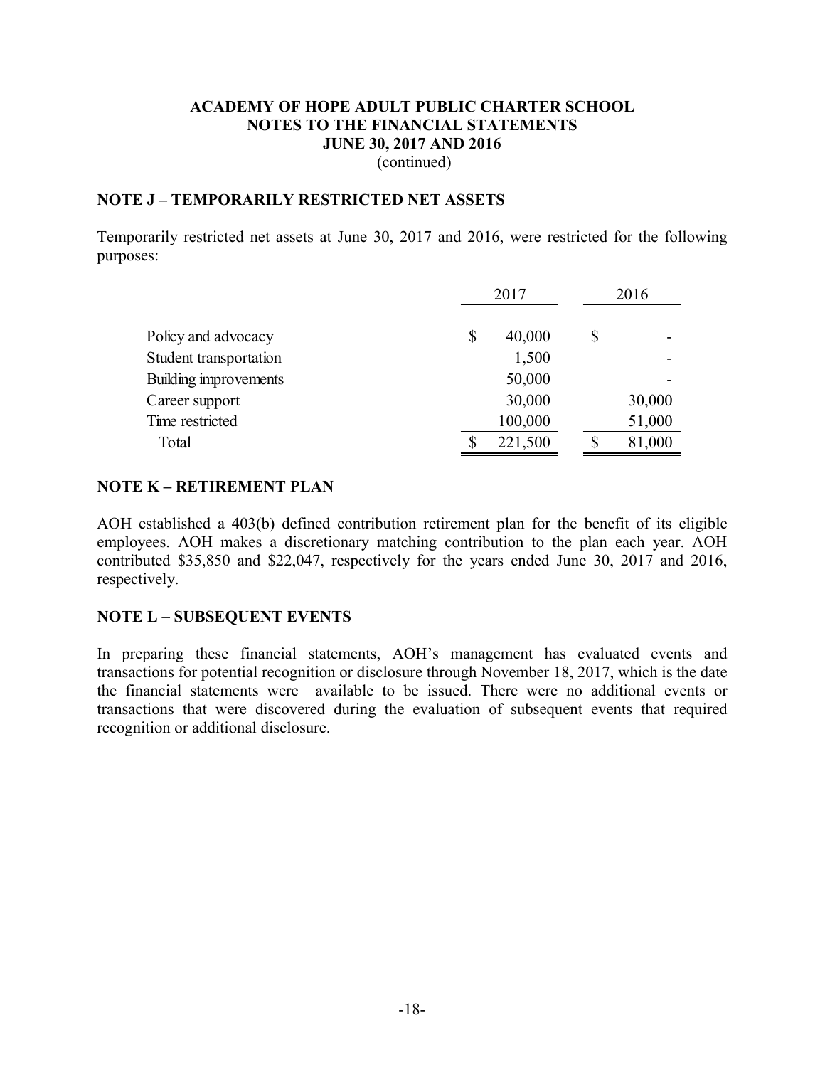## ACADEMY OF HOPE ADULT PUBLIC CHARTER SCHOOL
## NOTES TO THE FINANCIAL STATEMENTS
## JUNE 30, 2017 AND 2016
(continued)

### NOTE J – TEMPORARILY RESTRICTED NET ASSETS

Temporarily restricted net assets at June 30, 2017 and 2016, were restricted for the following purposes:

| | 2017 | 2016 |
|---|---|---|
| Policy and advocacy | $ 40,000 | $ - |
| Student transportation | 1,500 | - |
| Building improvements | 50,000 | - |
| Career support | 30,000 | 30,000 |
| Time restricted | 100,000 | 51,000 |
| Total | $ 221,500 | $ 81,000 |

### NOTE K – RETIREMENT PLAN

AOH established a 403(b) defined contribution retirement plan for the benefit of its eligible employees. AOH makes a discretionary matching contribution to the plan each year. AOH contributed $35,850 and $22,047, respectively for the years ended June 30, 2017 and 2016, respectively.

### NOTE L – SUBSEQUENT EVENTS

In preparing these financial statements, AOH's management has evaluated events and transactions for potential recognition or disclosure through November 18, 2017, which is the date the financial statements were available to be issued. There were no additional events or transactions that were discovered during the evaluation of subsequent events that required recognition or additional disclosure.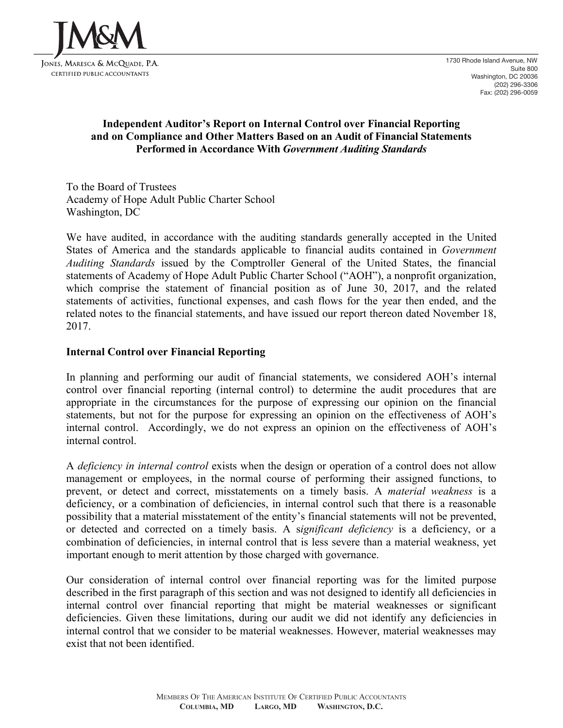JM&M

Jones, Maresca & McQuade, P.A.
Certified Public Accountants

1730 Rhode Island Avenue, NW
Suite 800
Washington, DC 20036
(202) 296-3306
Fax: (202) 296-0059

## Independent Auditor's Report on Internal Control over Financial Reporting and on Compliance and Other Matters Based on an Audit of Financial Statements Performed in Accordance With *Government Auditing Standards*

To the Board of Trustees
Academy of Hope Adult Public Charter School
Washington, DC

We have audited, in accordance with the auditing standards generally accepted in the United States of America and the standards applicable to financial audits contained in *Government Auditing Standards* issued by the Comptroller General of the United States, the financial statements of Academy of Hope Adult Public Charter School ("AOH"), a nonprofit organization, which comprise the statement of financial position as of June 30, 2017, and the related statements of activities, functional expenses, and cash flows for the year then ended, and the related notes to the financial statements, and have issued our report thereon dated November 18, 2017.

### Internal Control over Financial Reporting

In planning and performing our audit of financial statements, we considered AOH's internal control over financial reporting (internal control) to determine the audit procedures that are appropriate in the circumstances for the purpose of expressing our opinion on the financial statements, but not for the purpose for expressing an opinion on the effectiveness of AOH's internal control. Accordingly, we do not express an opinion on the effectiveness of AOH's internal control.

A *deficiency in internal control* exists when the design or operation of a control does not allow management or employees, in the normal course of performing their assigned functions, to prevent, or detect and correct, misstatements on a timely basis. A *material weakness* is a deficiency, or a combination of deficiencies, in internal control such that there is a reasonable possibility that a material misstatement of the entity's financial statements will not be prevented, or detected and corrected on a timely basis. A s*ignificant deficiency* is a deficiency, or a combination of deficiencies, in internal control that is less severe than a material weakness, yet important enough to merit attention by those charged with governance.

Our consideration of internal control over financial reporting was for the limited purpose described in the first paragraph of this section and was not designed to identify all deficiencies in internal control over financial reporting that might be material weaknesses or significant deficiencies. Given these limitations, during our audit we did not identify any deficiencies in internal control that we consider to be material weaknesses. However, material weaknesses may exist that not been identified.

Members Of The American Institute Of Certified Public Accountants
**Columbia, MD Largo, MD Washington, D.C.**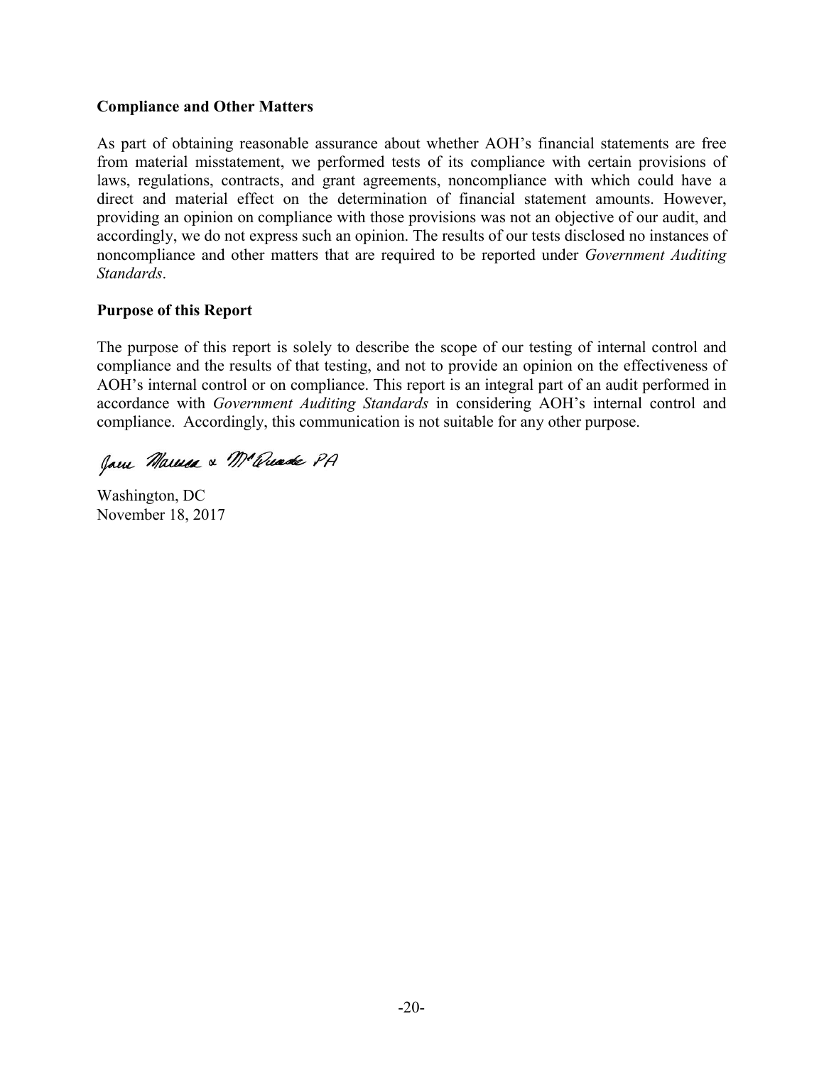**Compliance and Other Matters**

As part of obtaining reasonable assurance about whether AOH's financial statements are free from material misstatement, we performed tests of its compliance with certain provisions of laws, regulations, contracts, and grant agreements, noncompliance with which could have a direct and material effect on the determination of financial statement amounts. However, providing an opinion on compliance with those provisions was not an objective of our audit, and accordingly, we do not express such an opinion. The results of our tests disclosed no instances of noncompliance and other matters that are required to be reported under *Government Auditing Standards*.

**Purpose of this Report**

The purpose of this report is solely to describe the scope of our testing of internal control and compliance and the results of that testing, and not to provide an opinion on the effectiveness of AOH's internal control or on compliance. This report is an integral part of an audit performed in accordance with *Government Auditing Standards* in considering AOH's internal control and compliance. Accordingly, this communication is not suitable for any other purpose.

Jones Marcus & McQuade PA

Washington, DC
November 18, 2017